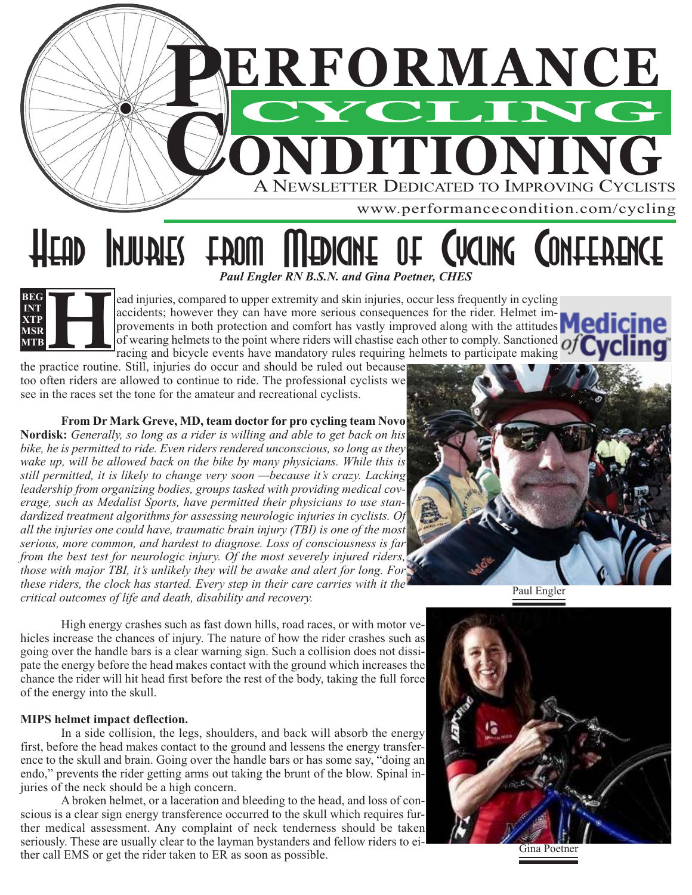# Performance Cycling Conditioning

A Newsletter Dedicated to Improving Cyclists

www.performancecondition.com/cycling

## Head Injuries from Medicine of Cycling Conference

***Paul Engler RN B.S.N. and Gina Poetner, CHES***

BEG
INT
XTP
MSR
MTB

Head injuries, compared to upper extremity and skin injuries, occur less frequently in cycling accidents; however they can have more serious consequences for the rider. Helmet improvements in both protection and comfort has vastly improved along with the attitudes of wearing helmets to the point where riders will chastise each other to comply. Sanctioned racing and bicycle events have mandatory rules requiring helmets to participate making the practice routine. Still, injuries do occur and should be ruled out because too often riders are allowed to continue to ride. The professional cyclists we see in the races set the tone for the amateur and recreational cyclists.

**From Dr Mark Greve, MD, team doctor for pro cycling team Novo Nordisk:** *Generally, so long as a rider is willing and able to get back on his bike, he is permitted to ride. Even riders rendered unconscious, so long as they wake up, will be allowed back on the bike by many physicians. While this is still permitted, it is likely to change very soon —because it's crazy. Lacking leadership from organizing bodies, groups tasked with providing medical coverage, such as Medalist Sports, have permitted their physicians to use standardized treatment algorithms for assessing neurologic injuries in cyclists. Of all the injuries one could have, traumatic brain injury (TBI) is one of the most serious, more common, and hardest to diagnose. Loss of consciousness is far from the best test for neurologic injury. Of the most severely injured riders, those with major TBI, it's unlikely they will be awake and alert for long. For these riders, the clock has started. Every step in their care carries with it the critical outcomes of life and death, disability and recovery.*

Paul Engler

Gina Poetner

High energy crashes such as fast down hills, road races, or with motor vehicles increase the chances of injury. The nature of how the rider crashes such as going over the handle bars is a clear warning sign. Such a collision does not dissipate the energy before the head makes contact with the ground which increases the chance the rider will hit head first before the rest of the body, taking the full force of the energy into the skull.

**MIPS helmet impact deflection.**

In a side collision, the legs, shoulders, and back will absorb the energy first, before the head makes contact to the ground and lessens the energy transference to the skull and brain. Going over the handle bars or has some say, "doing an endo," prevents the rider getting arms out taking the brunt of the blow. Spinal injuries of the neck should be a high concern.

A broken helmet, or a laceration and bleeding to the head, and loss of conscious is a clear sign energy transference occurred to the skull which requires further medical assessment. Any complaint of neck tenderness should be taken seriously. These are usually clear to the layman bystanders and fellow riders to either call EMS or get the rider taken to ER as soon as possible.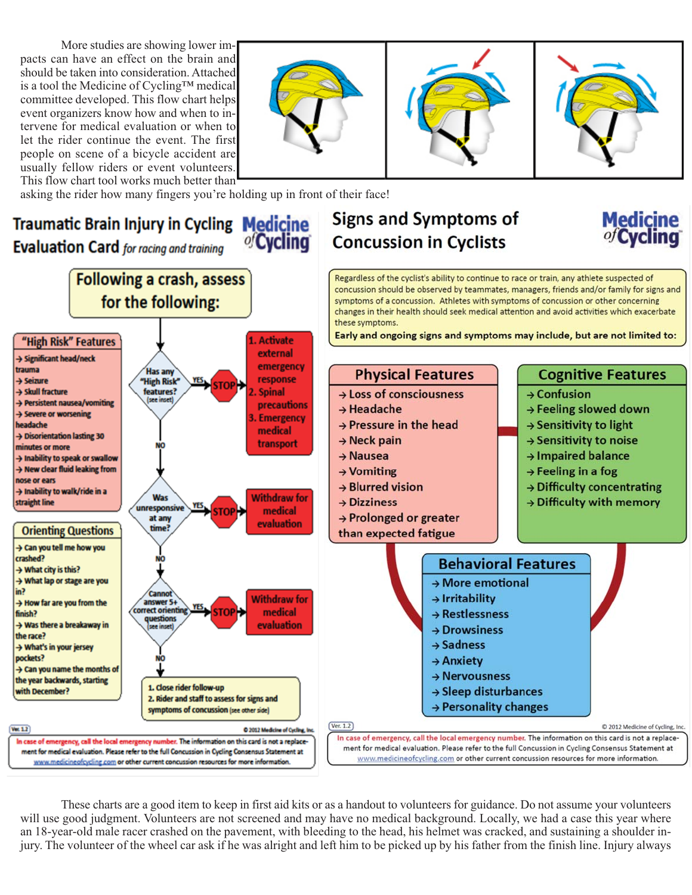More studies are showing lower impacts can have an effect on the brain and should be taken into consideration. Attached is a tool the Medicine of Cycling™ medical committee developed. This flow chart helps event organizers know how and when to intervene for medical evaluation or when to let the rider continue the event. The first people on scene of a bicycle accident are usually fellow riders or event volunteers. This flow chart tool works much better than asking the rider how many fingers you're holding up in front of their face!

## Traumatic Brain Injury in Cycling Evaluation Card *for racing and training*

Medicine of Cycling

### Following a crash, assess for the following:

**"High Risk" Features**
- → Significant head/neck trauma
- → Seizure
- → Skull fracture
- → Persistent nausea/vomiting
- → Severe or worsening headache
- → Disorientation lasting 30 minutes or more
- → Inability to speak or swallow
- → New clear fluid leaking from nose or ears
- → Inability to walk/ride in a straight line

**Orienting Questions**
- → Can you tell me how you crashed?
- → What city is this?
- → What lap or stage are you in?
- → How far are you from the finish?
- → Was there a breakaway in the race?
- → What's in your jersey pockets?
- → Can you name the months of the year backwards, starting with December?

**Has any "High Risk" features?** (see inset)
- YES → STOP → 1. Activate external emergency response 2. Spinal precautions 3. Emergency medical transport
- NO ↓

**Was unresponsive at any time?**
- YES → STOP → Withdraw for medical evaluation
- NO ↓

**Cannot answer 5+ correct orienting questions** (see inset)
- YES → STOP → Withdraw for medical evaluation
- NO ↓

1. Close rider follow-up
2. Rider and staff to assess for signs and symptoms of concussion (see other side)

Ver. 1.2 — © 2012 Medicine of Cycling, Inc.

In case of emergency, call the local emergency number. The information on this card is not a replacement for medical evaluation. Please refer to the full Concussion in Cycling Consensus Statement at www.medicineofcycling.com or other current concussion resources for more information.

## Signs and Symptoms of Concussion in Cyclists

Medicine of Cycling

Regardless of the cyclist's ability to continue to race or train, any athlete suspected of concussion should be observed by teammates, managers, friends and/or family for signs and symptoms of a concussion. Athletes with symptoms of concussion or other concerning changes in their health should seek medical attention and avoid activities which exacerbate these symptoms.

**Early and ongoing signs and symptoms may include, but are not limited to:**

**Physical Features**
- → Loss of consciousness
- → Headache
- → Pressure in the head
- → Neck pain
- → Nausea
- → Vomiting
- → Blurred vision
- → Dizziness
- → Prolonged or greater than expected fatigue

**Cognitive Features**
- → Confusion
- → Feeling slowed down
- → Sensitivity to light
- → Sensitivity to noise
- → Impaired balance
- → Feeling in a fog
- → Difficulty concentrating
- → Difficulty with memory

**Behavioral Features**
- → More emotional
- → Irritability
- → Restlessness
- → Drowsiness
- → Sadness
- → Anxiety
- → Nervousness
- → Sleep disturbances
- → Personality changes

Ver. 1.2 — © 2012 Medicine of Cycling, Inc.

In case of emergency, call the local emergency number. The information on this card is not a replacement for medical evaluation. Please refer to the full Concussion in Cycling Consensus Statement at www.medicineofcycling.com or other current concussion resources for more information.

These charts are a good item to keep in first aid kits or as a handout to volunteers for guidance. Do not assume your volunteers will use good judgment. Volunteers are not screened and may have no medical background. Locally, we had a case this year where an 18-year-old male racer crashed on the pavement, with bleeding to the head, his helmet was cracked, and sustaining a shoulder injury. The volunteer of the wheel car ask if he was alright and left him to be picked up by his father from the finish line. Injury always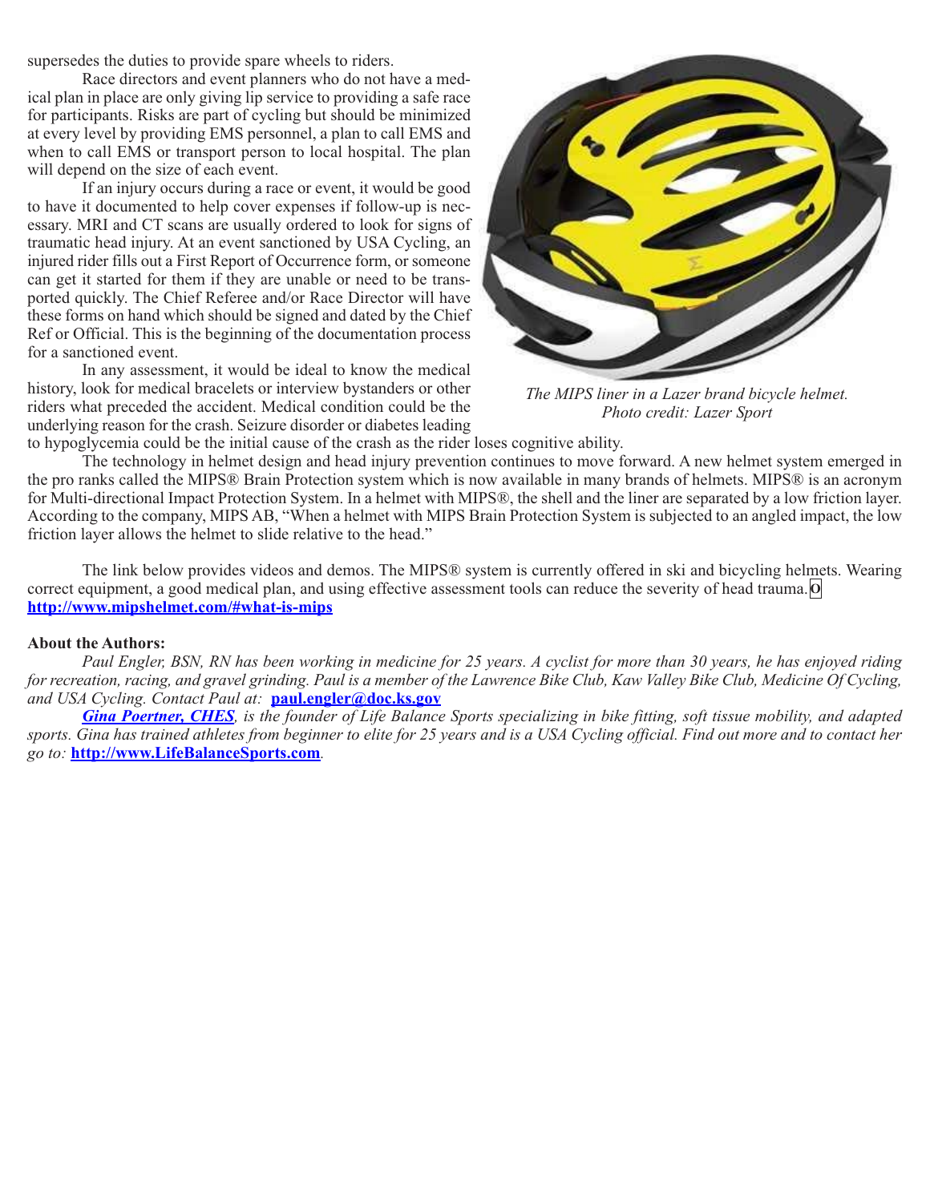supersedes the duties to provide spare wheels to riders.

Race directors and event planners who do not have a medical plan in place are only giving lip service to providing a safe race for participants. Risks are part of cycling but should be minimized at every level by providing EMS personnel, a plan to call EMS and when to call EMS or transport person to local hospital. The plan will depend on the size of each event.

If an injury occurs during a race or event, it would be good to have it documented to help cover expenses if follow-up is necessary. MRI and CT scans are usually ordered to look for signs of traumatic head injury. At an event sanctioned by USA Cycling, an injured rider fills out a First Report of Occurrence form, or someone can get it started for them if they are unable or need to be transported quickly. The Chief Referee and/or Race Director will have these forms on hand which should be signed and dated by the Chief Ref or Official. This is the beginning of the documentation process for a sanctioned event.

In any assessment, it would be ideal to know the medical history, look for medical bracelets or interview bystanders or other riders what preceded the accident. Medical condition could be the underlying reason for the crash. Seizure disorder or diabetes leading to hypoglycemia could be the initial cause of the crash as the rider loses cognitive ability.

*The MIPS liner in a Lazer brand bicycle helmet. Photo credit: Lazer Sport*

The technology in helmet design and head injury prevention continues to move forward. A new helmet system emerged in the pro ranks called the MIPS® Brain Protection system which is now available in many brands of helmets. MIPS® is an acronym for Multi-directional Impact Protection System. In a helmet with MIPS®, the shell and the liner are separated by a low friction layer. According to the company, MIPS AB, "When a helmet with MIPS Brain Protection System is subjected to an angled impact, the low friction layer allows the helmet to slide relative to the head."

The link below provides videos and demos. The MIPS® system is currently offered in ski and bicycling helmets. Wearing correct equipment, a good medical plan, and using effective assessment tools can reduce the severity of head trauma. **O**
**http://www.mipshelmet.com/#what-is-mips**

**About the Authors:**

*Paul Engler, BSN, RN has been working in medicine for 25 years. A cyclist for more than 30 years, he has enjoyed riding for recreation, racing, and gravel grinding. Paul is a member of the Lawrence Bike Club, Kaw Valley Bike Club, Medicine Of Cycling, and USA Cycling. Contact Paul at:* **paul.engler@doc.ks.gov**

***Gina Poertner, CHES****, is the founder of Life Balance Sports specializing in bike fitting, soft tissue mobility, and adapted sports. Gina has trained athletes from beginner to elite for 25 years and is a USA Cycling official. Find out more and to contact her go to:* **http://www.LifeBalanceSports.com**.